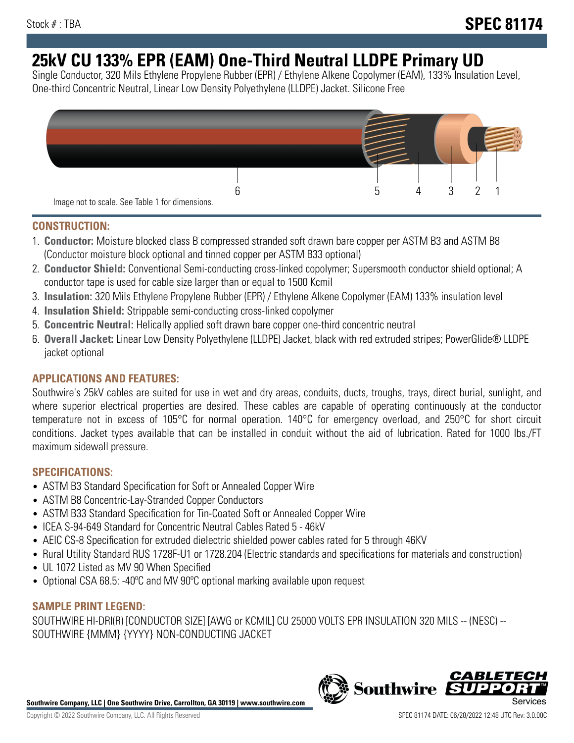Stock # : TBA

**SPEC 81174**

# 25kV CU 133% EPR (EAM) One-Third Neutral LLDPE Primary UD

Single Conductor, 320 Mils Ethylene Propylene Rubber (EPR) / Ethylene Alkene Copolymer (EAM), 133% Insulation Level, One-third Concentric Neutral, Linear Low Density Polyethylene (LLDPE) Jacket. Silicone Free

6 5 4 3 2 1

Image not to scale. See Table 1 for dimensions.

## CONSTRUCTION:

1. **Conductor:** Moisture blocked class B compressed stranded soft drawn bare copper per ASTM B3 and ASTM B8 (Conductor moisture block optional and tinned copper per ASTM B33 optional)
2. **Conductor Shield:** Conventional Semi-conducting cross-linked copolymer; Supersmooth conductor shield optional; A conductor tape is used for cable size larger than or equal to 1500 Kcmil
3. **Insulation:** 320 Mils Ethylene Propylene Rubber (EPR) / Ethylene Alkene Copolymer (EAM) 133% insulation level
4. **Insulation Shield:** Strippable semi-conducting cross-linked copolymer
5. **Concentric Neutral:** Helically applied soft drawn bare copper one-third concentric neutral
6. **Overall Jacket:** Linear Low Density Polyethylene (LLDPE) Jacket, black with red extruded stripes; PowerGlide® LLDPE jacket optional

## APPLICATIONS AND FEATURES:

Southwire's 25kV cables are suited for use in wet and dry areas, conduits, ducts, troughs, trays, direct burial, sunlight, and where superior electrical properties are desired. These cables are capable of operating continuously at the conductor temperature not in excess of 105°C for normal operation. 140°C for emergency overload, and 250°C for short circuit conditions. Jacket types available that can be installed in conduit without the aid of lubrication. Rated for 1000 lbs./FT maximum sidewall pressure.

## SPECIFICATIONS:

- ASTM B3 Standard Specification for Soft or Annealed Copper Wire
- ASTM B8 Concentric-Lay-Stranded Copper Conductors
- ASTM B33 Standard Specification for Tin-Coated Soft or Annealed Copper Wire
- ICEA S-94-649 Standard for Concentric Neutral Cables Rated 5 - 46kV
- AEIC CS-8 Specification for extruded dielectric shielded power cables rated for 5 through 46KV
- Rural Utility Standard RUS 1728F-U1 or 1728.204 (Electric standards and specifications for materials and construction)
- UL 1072 Listed as MV 90 When Specified
- Optional CSA 68.5: -40ºC and MV 90ºC optional marking available upon request

## SAMPLE PRINT LEGEND:

SOUTHWIRE HI-DRI(R) [CONDUCTOR SIZE] [AWG or KCMIL] CU 25000 VOLTS EPR INSULATION 320 MILS -- (NESC) -- SOUTHWIRE {MMM} {YYYY} NON-CONDUCTING JACKET

**Southwire Company, LLC | One Southwire Drive, Carrollton, GA 30119 | www.southwire.com**

Copyright © 2022 Southwire Company, LLC. All Rights Reserved

SPEC 81174 DATE: 06/28/2022 12:48 UTC Rev: 3.0.00C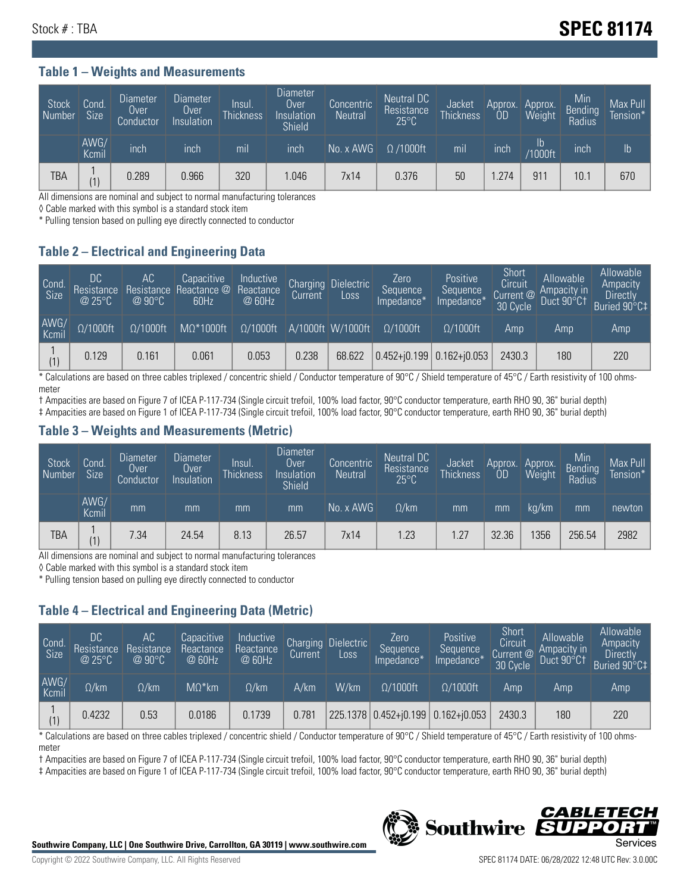Stock # : TBA

# SPEC 81174

## Table 1 – Weights and Measurements

| Stock Number | Cond. Size | Diameter Over Conductor | Diameter Over Insulation | Insul. Thickness | Diameter Over Insulation Shield | Concentric Neutral | Neutral DC Resistance 25°C | Jacket Thickness | Approx. OD | Approx. Weight | Min Bending Radius | Max Pull Tension* |
|---|---|---|---|---|---|---|---|---|---|---|---|---|
| | AWG/ Kcmil | inch | inch | mil | inch | No. x AWG | Ω /1000ft | mil | inch | lb /1000ft | inch | lb |
| TBA | 1 (1) | 0.289 | 0.966 | 320 | 1.046 | 7x14 | 0.376 | 50 | 1.274 | 911 | 10.1 | 670 |

All dimensions are nominal and subject to normal manufacturing tolerances

◊ Cable marked with this symbol is a standard stock item

* Pulling tension based on pulling eye directly connected to conductor

## Table 2 – Electrical and Engineering Data

| Cond. Size | DC Resistance @ 25°C | AC Resistance @ 90°C | Capacitive Reactance @ 60Hz | Inductive Reactance @ 60Hz | Charging Current | Dielectric Loss | Zero Sequence Impedance* | Positive Sequence Impedance* | Short Circuit Current @ 30 Cycle | Allowable Ampacity in Duct 90°C† | Allowable Ampacity Directly Buried 90°C‡ |
|---|---|---|---|---|---|---|---|---|---|---|---|
| AWG/ Kcmil | Ω/1000ft | Ω/1000ft | MΩ*1000ft | Ω/1000ft | A/1000ft | W/1000ft | Ω/1000ft | Ω/1000ft | Amp | Amp | Amp |
| 1 (1) | 0.129 | 0.161 | 0.061 | 0.053 | 0.238 | 68.622 | 0.452+j0.199 | 0.162+j0.053 | 2430.3 | 180 | 220 |

* Calculations are based on three cables triplexed / concentric shield / Conductor temperature of 90°C / Shield temperature of 45°C / Earth resistivity of 100 ohms-meter

† Ampacities are based on Figure 7 of ICEA P-117-734 (Single circuit trefoil, 100% load factor, 90°C conductor temperature, earth RHO 90, 36" burial depth)

‡ Ampacities are based on Figure 1 of ICEA P-117-734 (Single circuit trefoil, 100% load factor, 90°C conductor temperature, earth RHO 90, 36" burial depth)

## Table 3 – Weights and Measurements (Metric)

| Stock Number | Cond. Size | Diameter Over Conductor | Diameter Over Insulation | Insul. Thickness | Diameter Over Insulation Shield | Concentric Neutral | Neutral DC Resistance 25°C | Jacket Thickness | Approx. OD | Approx. Weight | Min Bending Radius | Max Pull Tension* |
|---|---|---|---|---|---|---|---|---|---|---|---|---|
| | AWG/ Kcmil | mm | mm | mm | mm | No. x AWG | Ω/km | mm | mm | kg/km | mm | newton |
| TBA | 1 (1) | 7.34 | 24.54 | 8.13 | 26.57 | 7x14 | 1.23 | 1.27 | 32.36 | 1356 | 256.54 | 2982 |

All dimensions are nominal and subject to normal manufacturing tolerances

◊ Cable marked with this symbol is a standard stock item

* Pulling tension based on pulling eye directly connected to conductor

## Table 4 – Electrical and Engineering Data (Metric)

| Cond. Size | DC Resistance @ 25°C | AC Resistance @ 90°C | Capacitive Reactance @ 60Hz | Inductive Reactance @ 60Hz | Charging Current | Dielectric Loss | Zero Sequence Impedance* | Positive Sequence Impedance* | Short Circuit Current @ 30 Cycle | Allowable Ampacity in Duct 90°C† | Allowable Ampacity Directly Buried 90°C‡ |
|---|---|---|---|---|---|---|---|---|---|---|---|
| AWG/ Kcmil | Ω/km | Ω/km | MΩ*km | Ω/km | A/km | W/km | Ω/1000ft | Ω/1000ft | Amp | Amp | Amp |
| 1 (1) | 0.4232 | 0.53 | 0.0186 | 0.1739 | 0.781 | 225.1378 | 0.452+j0.199 | 0.162+j0.053 | 2430.3 | 180 | 220 |

* Calculations are based on three cables triplexed / concentric shield / Conductor temperature of 90°C / Shield temperature of 45°C / Earth resistivity of 100 ohms-meter

† Ampacities are based on Figure 7 of ICEA P-117-734 (Single circuit trefoil, 100% load factor, 90°C conductor temperature, earth RHO 90, 36" burial depth)

‡ Ampacities are based on Figure 1 of ICEA P-117-734 (Single circuit trefoil, 100% load factor, 90°C conductor temperature, earth RHO 90, 36" burial depth)

**Southwire Company, LLC | One Southwire Drive, Carrollton, GA 30119 | www.southwire.com**

Copyright © 2022 Southwire Company, LLC. All Rights Reserved

SPEC 81174 DATE: 06/28/2022 12:48 UTC Rev: 3.0.00C